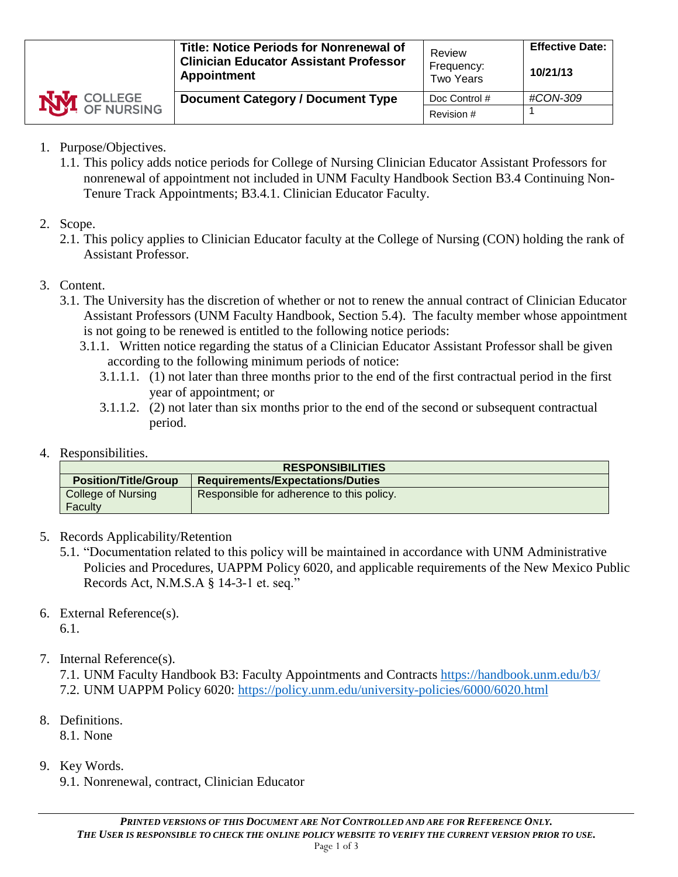| COLLEGE OF NURSING | **Title: Notice Periods for Nonrenewal of Clinician Educator Assistant Professor Appointment** | Review Frequency: Two Years | **Effective Date:** **10/21/13** |
|---|---|---|---|
| | **Document Category / Document Type** | Doc Control # | *#CON-309* |
| | | Revision # | 1 |

1. Purpose/Objectives.
   1.1. This policy adds notice periods for College of Nursing Clinician Educator Assistant Professors for nonrenewal of appointment not included in UNM Faculty Handbook Section B3.4 Continuing Non-Tenure Track Appointments; B3.4.1. Clinician Educator Faculty.

2. Scope.
   2.1. This policy applies to Clinician Educator faculty at the College of Nursing (CON) holding the rank of Assistant Professor.

3. Content.
   3.1. The University has the discretion of whether or not to renew the annual contract of Clinician Educator Assistant Professors (UNM Faculty Handbook, Section 5.4). The faculty member whose appointment is not going to be renewed is entitled to the following notice periods:
      3.1.1. Written notice regarding the status of a Clinician Educator Assistant Professor shall be given according to the following minimum periods of notice:
         3.1.1.1. (1) not later than three months prior to the end of the first contractual period in the first year of appointment; or
         3.1.1.2. (2) not later than six months prior to the end of the second or subsequent contractual period.

4. Responsibilities.

| **RESPONSIBILITIES** | |
|---|---|
| **Position/Title/Group** | **Requirements/Expectations/Duties** |
| College of Nursing Faculty | Responsible for adherence to this policy. |

5. Records Applicability/Retention
   5.1. "Documentation related to this policy will be maintained in accordance with UNM Administrative Policies and Procedures, UAPPM Policy 6020, and applicable requirements of the New Mexico Public Records Act, N.M.S.A § 14-3-1 et. seq."

6. External Reference(s).
   6.1.

7. Internal Reference(s).
   7.1. UNM Faculty Handbook B3: Faculty Appointments and Contracts https://handbook.unm.edu/b3/
   7.2. UNM UAPPM Policy 6020: https://policy.unm.edu/university-policies/6000/6020.html

8. Definitions.
   8.1. None

9. Key Words.
   9.1. Nonrenewal, contract, Clinician Educator

***PRINTED VERSIONS OF THIS DOCUMENT ARE NOT CONTROLLED AND ARE FOR REFERENCE ONLY.***
***THE USER IS RESPONSIBLE TO CHECK THE ONLINE POLICY WEBSITE TO VERIFY THE CURRENT VERSION PRIOR TO USE.***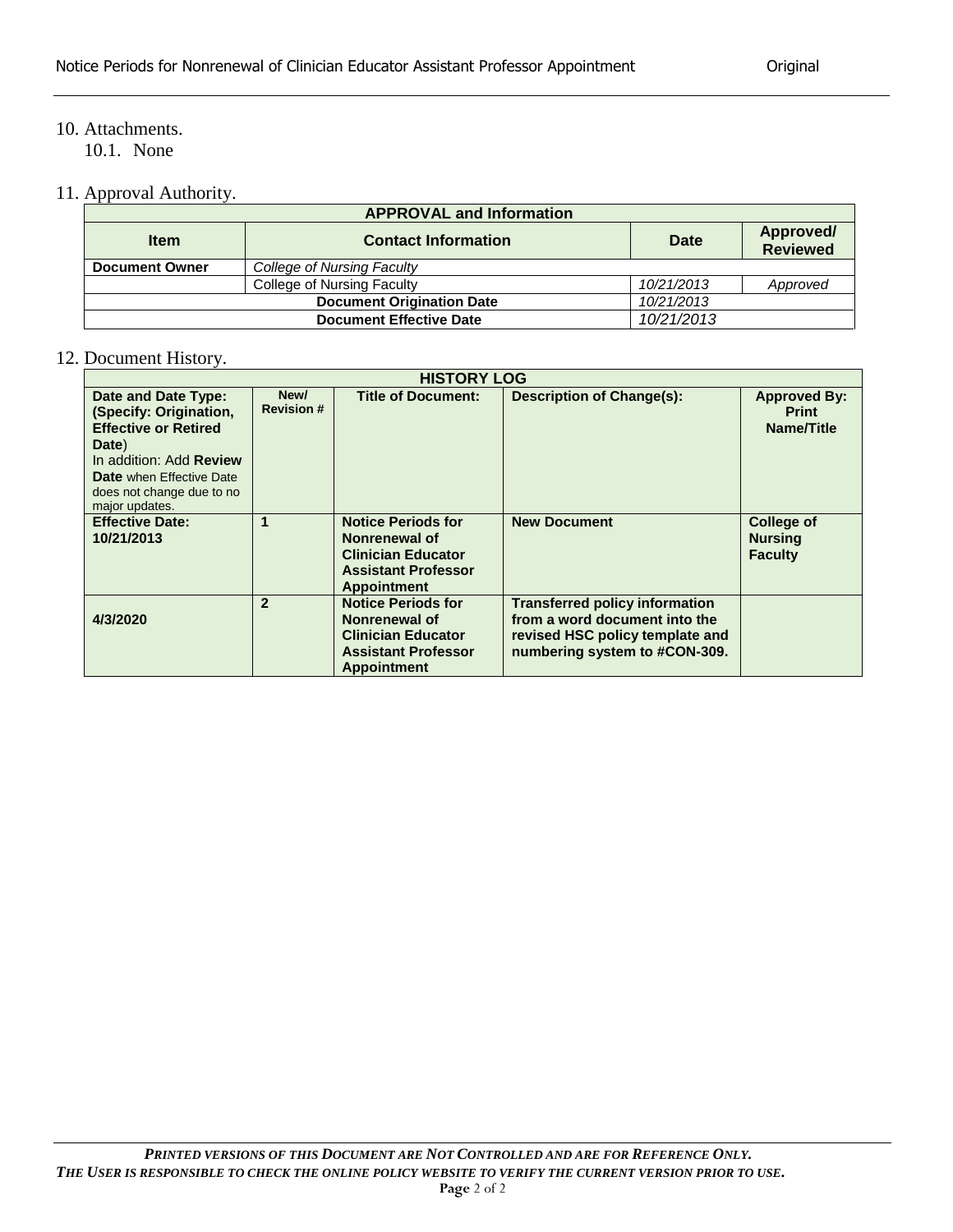10. Attachments.
    10.1. None

11. Approval Authority.

| APPROVAL and Information | | | |
|---|---|---|---|
| **Item** | **Contact Information** | **Date** | **Approved/ Reviewed** |
| **Document Owner** | *College of Nursing Faculty* | | |
| | College of Nursing Faculty | *10/21/2013* | *Approved* |
| **Document Origination Date** | | *10/21/2013* | |
| **Document Effective Date** | | *10/21/2013* | |

12. Document History.

| HISTORY LOG | | | | |
|---|---|---|---|---|
| **Date and Date Type: (Specify: Origination, Effective or Retired Date)** In addition: Add **Review Date** when Effective Date does not change due to no major updates. | **New/ Revision #** | **Title of Document:** | **Description of Change(s):** | **Approved By: Print Name/Title** |
| **Effective Date: 10/21/2013** | **1** | **Notice Periods for Nonrenewal of Clinician Educator Assistant Professor Appointment** | **New Document** | **College of Nursing Faculty** |
| **4/3/2020** | **2** | **Notice Periods for Nonrenewal of Clinician Educator Assistant Professor Appointment** | **Transferred policy information from a word document into the revised HSC policy template and numbering system to #CON-309.** | |

***PRINTED VERSIONS OF THIS DOCUMENT ARE NOT CONTROLLED AND ARE FOR REFERENCE ONLY.***
***THE USER IS RESPONSIBLE TO CHECK THE ONLINE POLICY WEBSITE TO VERIFY THE CURRENT VERSION PRIOR TO USE.***